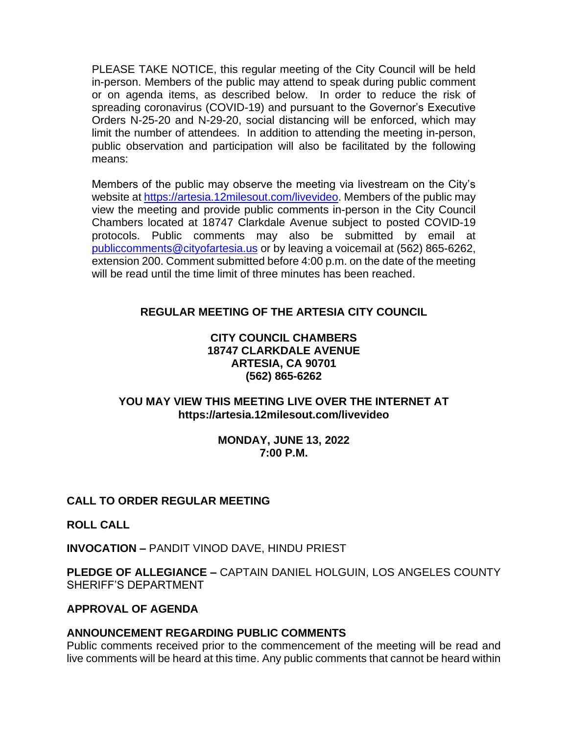PLEASE TAKE NOTICE, this regular meeting of the City Council will be held in-person. Members of the public may attend to speak during public comment or on agenda items, as described below. In order to reduce the risk of spreading coronavirus (COVID-19) and pursuant to the Governor's Executive Orders N-25-20 and N-29-20, social distancing will be enforced, which may limit the number of attendees. In addition to attending the meeting in-person, public observation and participation will also be facilitated by the following means:

Members of the public may observe the meeting via livestream on the City's website at https://artesia.12milesout.com/livevideo. Members of the public may view the meeting and provide public comments in-person in the City Council Chambers located at 18747 Clarkdale Avenue subject to posted COVID-19 protocols. Public comments may also be submitted by email at publiccomments@cityofartesia.us or by leaving a voicemail at (562) 865-6262, extension 200. Comment submitted before 4:00 p.m. on the date of the meeting will be read until the time limit of three minutes has been reached.

**REGULAR MEETING OF THE ARTESIA CITY COUNCIL**

**CITY COUNCIL CHAMBERS**
**18747 CLARKDALE AVENUE**
**ARTESIA, CA 90701**
**(562) 865-6262**

**YOU MAY VIEW THIS MEETING LIVE OVER THE INTERNET AT**
**https://artesia.12milesout.com/livevideo**

**MONDAY, JUNE 13, 2022**
**7:00 P.M.**

**CALL TO ORDER REGULAR MEETING**

**ROLL CALL**

**INVOCATION –** PANDIT VINOD DAVE, HINDU PRIEST

**PLEDGE OF ALLEGIANCE –** CAPTAIN DANIEL HOLGUIN, LOS ANGELES COUNTY SHERIFF'S DEPARTMENT

**APPROVAL OF AGENDA**

**ANNOUNCEMENT REGARDING PUBLIC COMMENTS**
Public comments received prior to the commencement of the meeting will be read and live comments will be heard at this time. Any public comments that cannot be heard within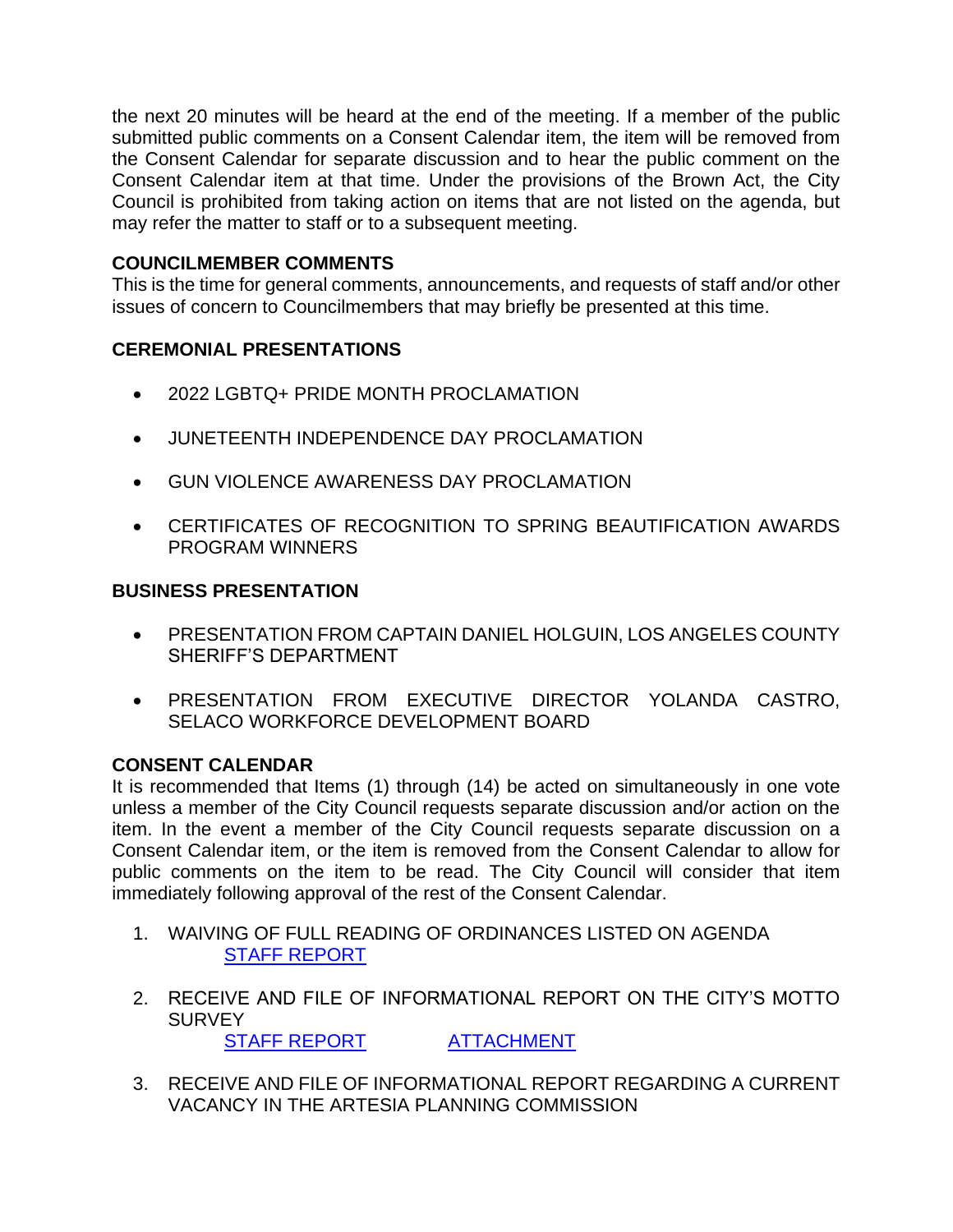the next 20 minutes will be heard at the end of the meeting. If a member of the public submitted public comments on a Consent Calendar item, the item will be removed from the Consent Calendar for separate discussion and to hear the public comment on the Consent Calendar item at that time. Under the provisions of the Brown Act, the City Council is prohibited from taking action on items that are not listed on the agenda, but may refer the matter to staff or to a subsequent meeting.

**COUNCILMEMBER COMMENTS**

This is the time for general comments, announcements, and requests of staff and/or other issues of concern to Councilmembers that may briefly be presented at this time.

**CEREMONIAL PRESENTATIONS**

- 2022 LGBTQ+ PRIDE MONTH PROCLAMATION
- JUNETEENTH INDEPENDENCE DAY PROCLAMATION
- GUN VIOLENCE AWARENESS DAY PROCLAMATION
- CERTIFICATES OF RECOGNITION TO SPRING BEAUTIFICATION AWARDS PROGRAM WINNERS

**BUSINESS PRESENTATION**

- PRESENTATION FROM CAPTAIN DANIEL HOLGUIN, LOS ANGELES COUNTY SHERIFF'S DEPARTMENT
- PRESENTATION FROM EXECUTIVE DIRECTOR YOLANDA CASTRO, SELACO WORKFORCE DEVELOPMENT BOARD

**CONSENT CALENDAR**

It is recommended that Items (1) through (14) be acted on simultaneously in one vote unless a member of the City Council requests separate discussion and/or action on the item. In the event a member of the City Council requests separate discussion on a Consent Calendar item, or the item is removed from the Consent Calendar to allow for public comments on the item to be read. The City Council will consider that item immediately following approval of the rest of the Consent Calendar.

1. WAIVING OF FULL READING OF ORDINANCES LISTED ON AGENDA
   STAFF REPORT

2. RECEIVE AND FILE OF INFORMATIONAL REPORT ON THE CITY'S MOTTO SURVEY
   STAFF REPORT ATTACHMENT

3. RECEIVE AND FILE OF INFORMATIONAL REPORT REGARDING A CURRENT VACANCY IN THE ARTESIA PLANNING COMMISSION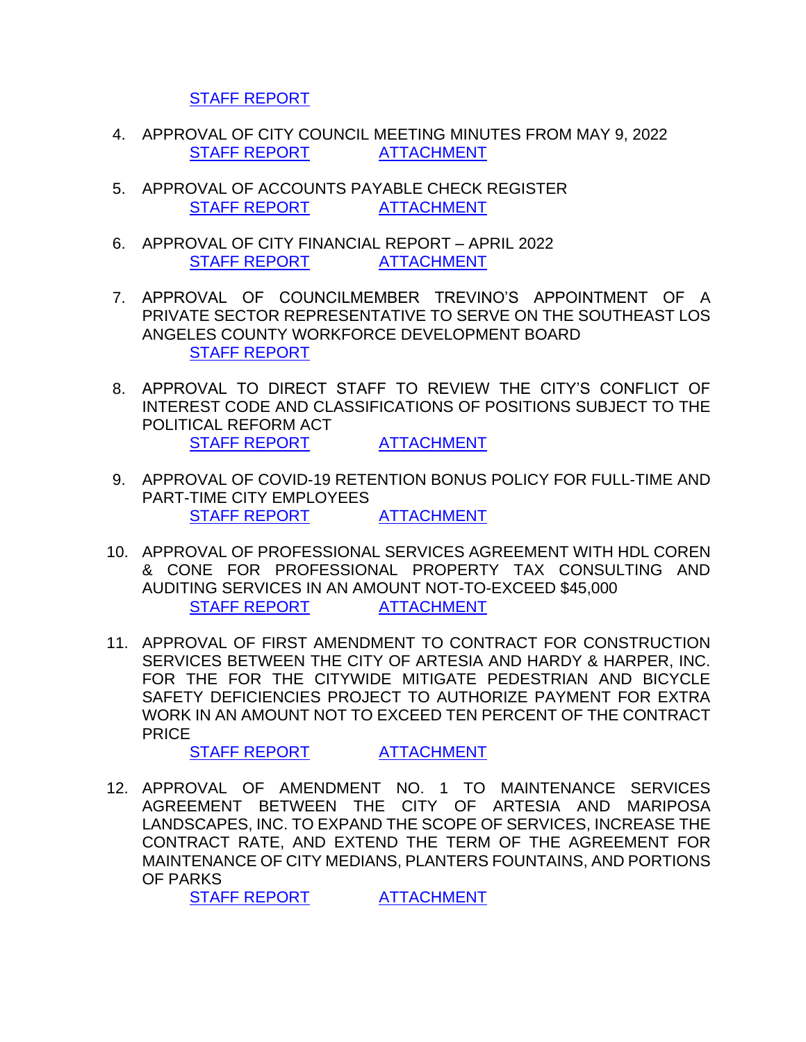STAFF REPORT

4. APPROVAL OF CITY COUNCIL MEETING MINUTES FROM MAY 9, 2022
   STAFF REPORT ATTACHMENT

5. APPROVAL OF ACCOUNTS PAYABLE CHECK REGISTER
   STAFF REPORT ATTACHMENT

6. APPROVAL OF CITY FINANCIAL REPORT – APRIL 2022
   STAFF REPORT ATTACHMENT

7. APPROVAL OF COUNCILMEMBER TREVINO'S APPOINTMENT OF A PRIVATE SECTOR REPRESENTATIVE TO SERVE ON THE SOUTHEAST LOS ANGELES COUNTY WORKFORCE DEVELOPMENT BOARD
   STAFF REPORT

8. APPROVAL TO DIRECT STAFF TO REVIEW THE CITY'S CONFLICT OF INTEREST CODE AND CLASSIFICATIONS OF POSITIONS SUBJECT TO THE POLITICAL REFORM ACT
   STAFF REPORT ATTACHMENT

9. APPROVAL OF COVID-19 RETENTION BONUS POLICY FOR FULL-TIME AND PART-TIME CITY EMPLOYEES
   STAFF REPORT ATTACHMENT

10. APPROVAL OF PROFESSIONAL SERVICES AGREEMENT WITH HDL COREN & CONE FOR PROFESSIONAL PROPERTY TAX CONSULTING AND AUDITING SERVICES IN AN AMOUNT NOT-TO-EXCEED $45,000
    STAFF REPORT ATTACHMENT

11. APPROVAL OF FIRST AMENDMENT TO CONTRACT FOR CONSTRUCTION SERVICES BETWEEN THE CITY OF ARTESIA AND HARDY & HARPER, INC. FOR THE FOR THE CITYWIDE MITIGATE PEDESTRIAN AND BICYCLE SAFETY DEFICIENCIES PROJECT TO AUTHORIZE PAYMENT FOR EXTRA WORK IN AN AMOUNT NOT TO EXCEED TEN PERCENT OF THE CONTRACT PRICE
    STAFF REPORT ATTACHMENT

12. APPROVAL OF AMENDMENT NO. 1 TO MAINTENANCE SERVICES AGREEMENT BETWEEN THE CITY OF ARTESIA AND MARIPOSA LANDSCAPES, INC. TO EXPAND THE SCOPE OF SERVICES, INCREASE THE CONTRACT RATE, AND EXTEND THE TERM OF THE AGREEMENT FOR MAINTENANCE OF CITY MEDIANS, PLANTERS FOUNTAINS, AND PORTIONS OF PARKS
    STAFF REPORT ATTACHMENT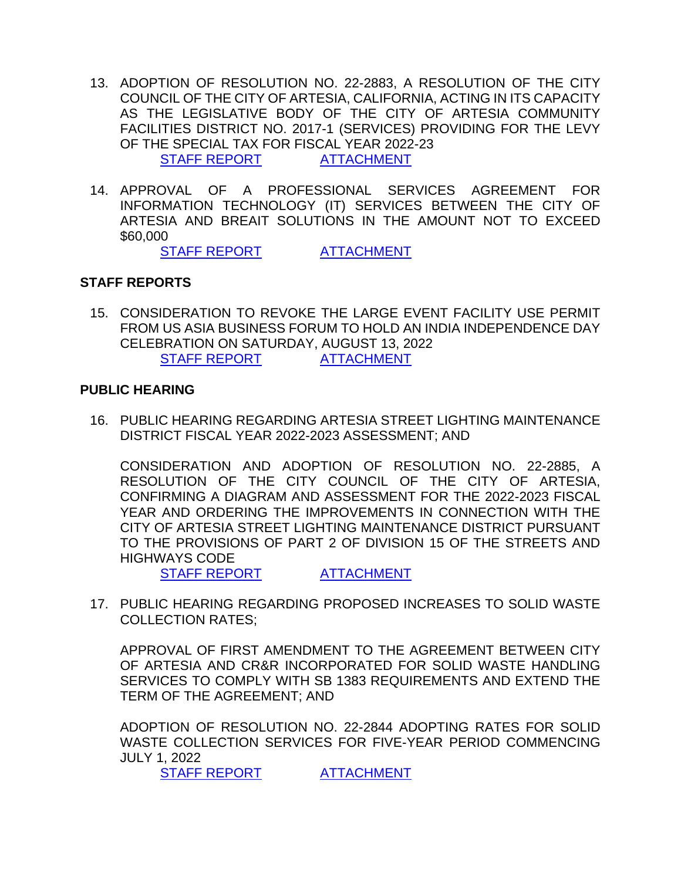13. ADOPTION OF RESOLUTION NO. 22-2883, A RESOLUTION OF THE CITY COUNCIL OF THE CITY OF ARTESIA, CALIFORNIA, ACTING IN ITS CAPACITY AS THE LEGISLATIVE BODY OF THE CITY OF ARTESIA COMMUNITY FACILITIES DISTRICT NO. 2017-1 (SERVICES) PROVIDING FOR THE LEVY OF THE SPECIAL TAX FOR FISCAL YEAR 2022-23

    STAFF REPORT ATTACHMENT

14. APPROVAL OF A PROFESSIONAL SERVICES AGREEMENT FOR INFORMATION TECHNOLOGY (IT) SERVICES BETWEEN THE CITY OF ARTESIA AND BREAIT SOLUTIONS IN THE AMOUNT NOT TO EXCEED $60,000

    STAFF REPORT ATTACHMENT

**STAFF REPORTS**

15. CONSIDERATION TO REVOKE THE LARGE EVENT FACILITY USE PERMIT FROM US ASIA BUSINESS FORUM TO HOLD AN INDIA INDEPENDENCE DAY CELEBRATION ON SATURDAY, AUGUST 13, 2022

    STAFF REPORT ATTACHMENT

**PUBLIC HEARING**

16. PUBLIC HEARING REGARDING ARTESIA STREET LIGHTING MAINTENANCE DISTRICT FISCAL YEAR 2022-2023 ASSESSMENT; AND

    CONSIDERATION AND ADOPTION OF RESOLUTION NO. 22-2885, A RESOLUTION OF THE CITY COUNCIL OF THE CITY OF ARTESIA, CONFIRMING A DIAGRAM AND ASSESSMENT FOR THE 2022-2023 FISCAL YEAR AND ORDERING THE IMPROVEMENTS IN CONNECTION WITH THE CITY OF ARTESIA STREET LIGHTING MAINTENANCE DISTRICT PURSUANT TO THE PROVISIONS OF PART 2 OF DIVISION 15 OF THE STREETS AND HIGHWAYS CODE

    STAFF REPORT ATTACHMENT

17. PUBLIC HEARING REGARDING PROPOSED INCREASES TO SOLID WASTE COLLECTION RATES;

    APPROVAL OF FIRST AMENDMENT TO THE AGREEMENT BETWEEN CITY OF ARTESIA AND CR&R INCORPORATED FOR SOLID WASTE HANDLING SERVICES TO COMPLY WITH SB 1383 REQUIREMENTS AND EXTEND THE TERM OF THE AGREEMENT; AND

    ADOPTION OF RESOLUTION NO. 22-2844 ADOPTING RATES FOR SOLID WASTE COLLECTION SERVICES FOR FIVE-YEAR PERIOD COMMENCING JULY 1, 2022

    STAFF REPORT ATTACHMENT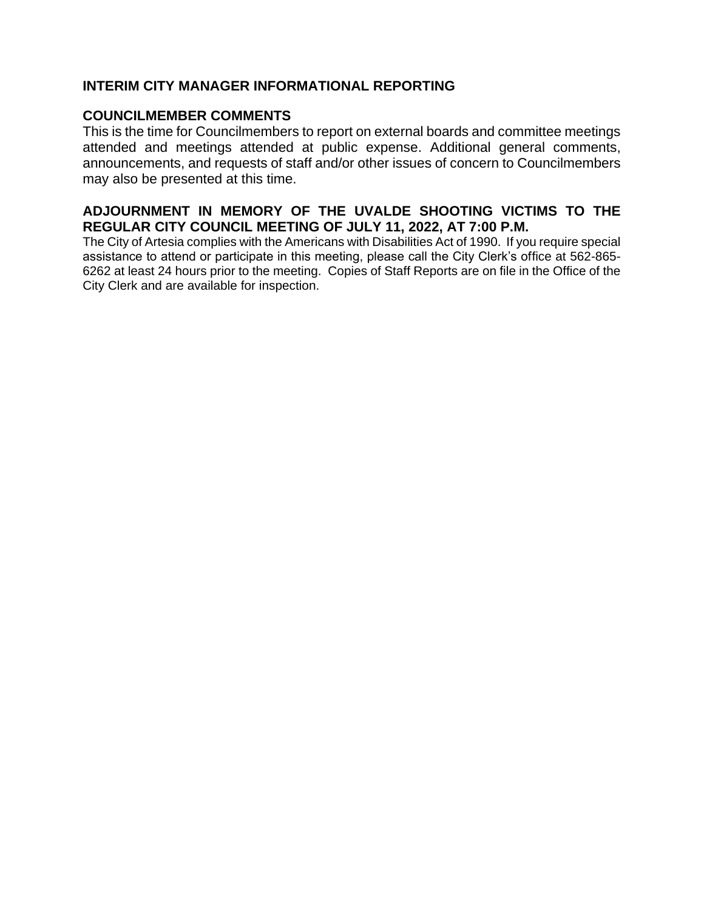## INTERIM CITY MANAGER INFORMATIONAL REPORTING

## COUNCILMEMBER COMMENTS

This is the time for Councilmembers to report on external boards and committee meetings attended and meetings attended at public expense. Additional general comments, announcements, and requests of staff and/or other issues of concern to Councilmembers may also be presented at this time.

## ADJOURNMENT IN MEMORY OF THE UVALDE SHOOTING VICTIMS TO THE REGULAR CITY COUNCIL MEETING OF JULY 11, 2022, AT 7:00 P.M.

The City of Artesia complies with the Americans with Disabilities Act of 1990. If you require special assistance to attend or participate in this meeting, please call the City Clerk's office at 562-865-6262 at least 24 hours prior to the meeting. Copies of Staff Reports are on file in the Office of the City Clerk and are available for inspection.